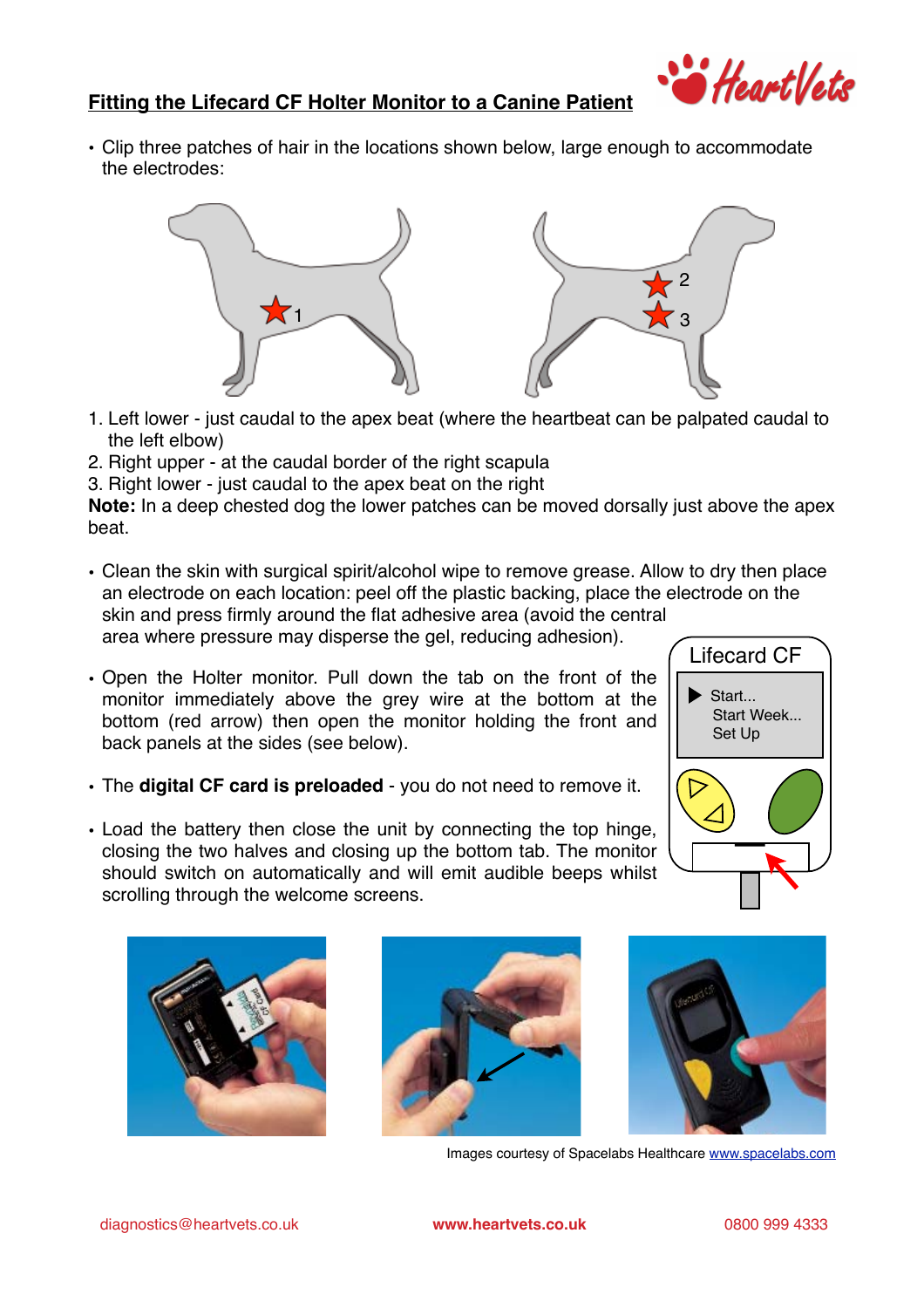## Fitting the Lifecard CF Holter Monitor to a Canine Patient

- Clip three patches of hair in the locations shown below, large enough to accommodate the electrodes:

1. Left lower - just caudal to the apex beat (where the heartbeat can be palpated caudal to the left elbow)
2. Right upper - at the caudal border of the right scapula
3. Right lower - just caudal to the apex beat on the right

**Note:** In a deep chested dog the lower patches can be moved dorsally just above the apex beat.

- Clean the skin with surgical spirit/alcohol wipe to remove grease. Allow to dry then place an electrode on each location: peel off the plastic backing, place the electrode on the skin and press firmly around the flat adhesive area (avoid the central area where pressure may disperse the gel, reducing adhesion).
- Open the Holter monitor. Pull down the tab on the front of the monitor immediately above the grey wire at the bottom at the bottom (red arrow) then open the monitor holding the front and back panels at the sides (see below).
- The **digital CF card is preloaded** - you do not need to remove it.
- Load the battery then close the unit by connecting the top hinge, closing the two halves and closing up the bottom tab. The monitor should switch on automatically and will emit audible beeps whilst scrolling through the welcome screens.

Images courtesy of Spacelabs Healthcare www.spacelabs.com

diagnostics@heartvets.co.uk www.heartvets.co.uk 0800 999 4333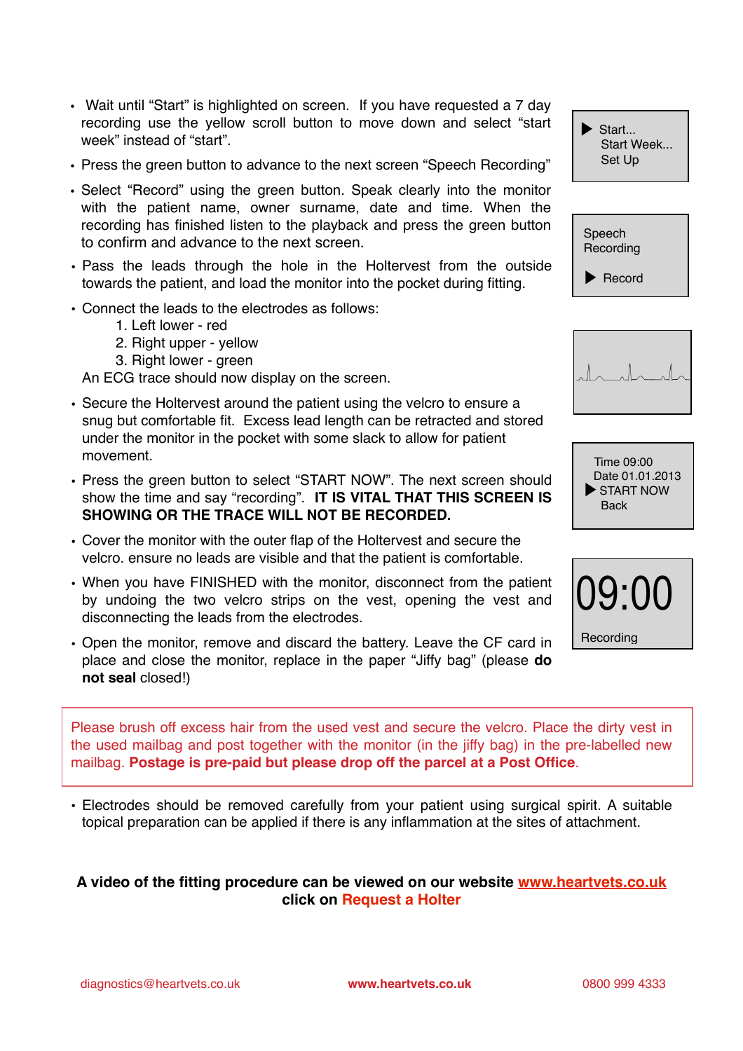- Wait until “Start” is highlighted on screen. If you have requested a 7 day recording use the yellow scroll button to move down and select “start week” instead of “start”.
- Press the green button to advance to the next screen “Speech Recording”
- Select “Record” using the green button. Speak clearly into the monitor with the patient name, owner surname, date and time. When the recording has finished listen to the playback and press the green button to confirm and advance to the next screen.
- Pass the leads through the hole in the Holtervest from the outside towards the patient, and load the monitor into the pocket during fitting.
- Connect the leads to the electrodes as follows:
  1. Left lower - red
  2. Right upper - yellow
  3. Right lower - green

  An ECG trace should now display on the screen.
- Secure the Holtervest around the patient using the velcro to ensure a snug but comfortable fit. Excess lead length can be retracted and stored under the monitor in the pocket with some slack to allow for patient movement.
- Press the green button to select “START NOW”. The next screen should show the time and say “recording”. **IT IS VITAL THAT THIS SCREEN IS SHOWING OR THE TRACE WILL NOT BE RECORDED.**
- Cover the monitor with the outer flap of the Holtervest and secure the velcro. ensure no leads are visible and that the patient is comfortable.
- When you have FINISHED with the monitor, disconnect from the patient by undoing the two velcro strips on the vest, opening the vest and disconnecting the leads from the electrodes.
- Open the monitor, remove and discard the battery. Leave the CF card in place and close the monitor, replace in the paper “Jiffy bag” (please **do not seal** closed!)

▶ Start...
Start Week...
Set Up

Speech Recording
▶ Record

Time 09:00
Date 01.01.2013
▶ START NOW
Back

09:00
Recording

> Please brush off excess hair from the used vest and secure the velcro. Place the dirty vest in the used mailbag and post together with the monitor (in the jiffy bag) in the pre-labelled new mailbag. **Postage is pre-paid but please drop off the parcel at a Post Office**.

- Electrodes should be removed carefully from your patient using surgical spirit. A suitable topical preparation can be applied if there is any inflammation at the sites of attachment.

**A video of the fitting procedure can be viewed on our website www.heartvets.co.uk click on Request a Holter**

diagnostics@heartvets.co.uk **www.heartvets.co.uk** 0800 999 4333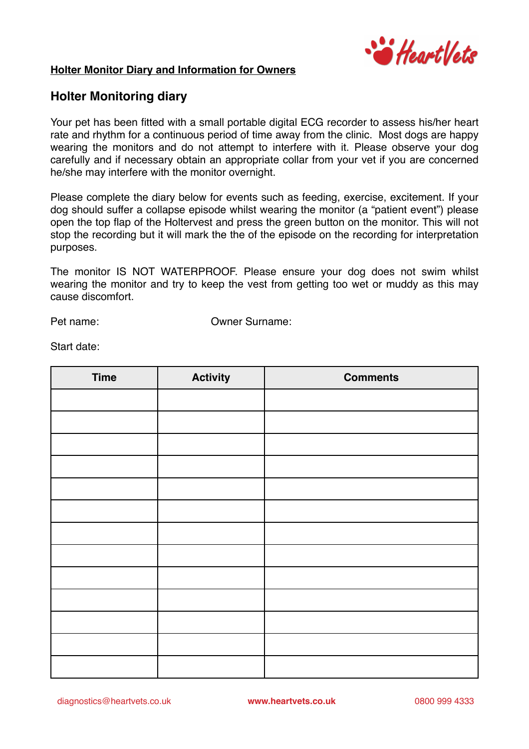**Holter Monitor Diary and Information for Owners**

## Holter Monitoring diary

Your pet has been fitted with a small portable digital ECG recorder to assess his/her heart rate and rhythm for a continuous period of time away from the clinic.  Most dogs are happy wearing the monitors and do not attempt to interfere with it. Please observe your dog carefully and if necessary obtain an appropriate collar from your vet if you are concerned he/she may interfere with the monitor overnight.

Please complete the diary below for events such as feeding, exercise, excitement. If your dog should suffer a collapse episode whilst wearing the monitor (a "patient event") please open the top flap of the Holtervest and press the green button on the monitor. This will not stop the recording but it will mark the the of the episode on the recording for interpretation purposes.

The monitor IS NOT WATERPROOF. Please ensure your dog does not swim whilst wearing the monitor and try to keep the vest from getting too wet or muddy as this may cause discomfort.

Pet name:　　　　　　　　Owner Surname:

Start date:

| Time | Activity | Comments |
| --- | --- | --- |
| | | |
| | | |
| | | |
| | | |
| | | |
| | | |
| | | |
| | | |
| | | |
| | | |
| | | |
| | | |
| | | |

diagnostics@heartvets.co.uk　　**www.heartvets.co.uk**　　0800 999 4333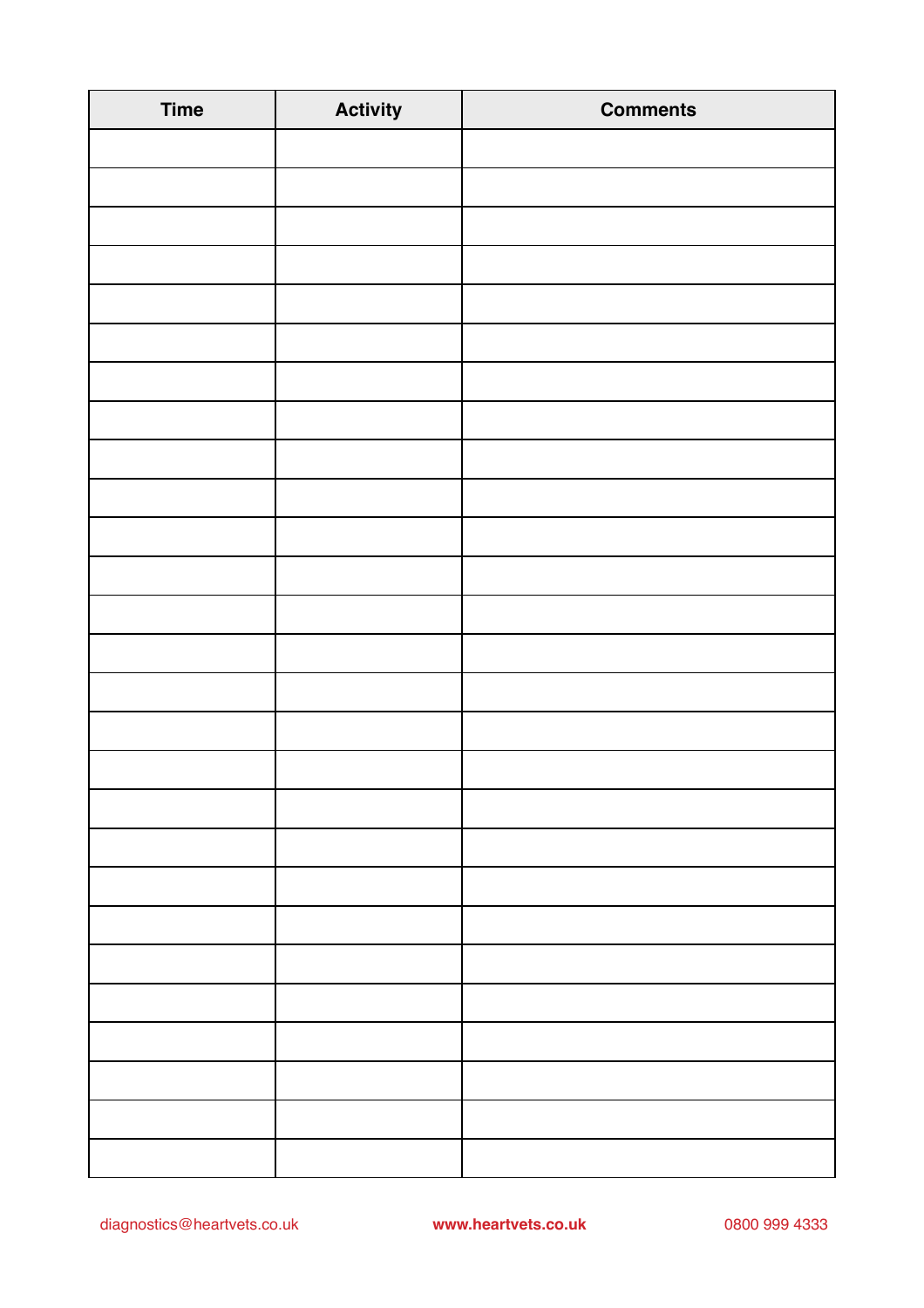| Time | Activity | Comments |
| --- | --- | --- |
| | | |
| | | |
| | | |
| | | |
| | | |
| | | |
| | | |
| | | |
| | | |
| | | |
| | | |
| | | |
| | | |
| | | |
| | | |
| | | |
| | | |
| | | |
| | | |
| | | |
| | | |
| | | |
| | | |
| | | |
| | | |
| | | |
| | | |